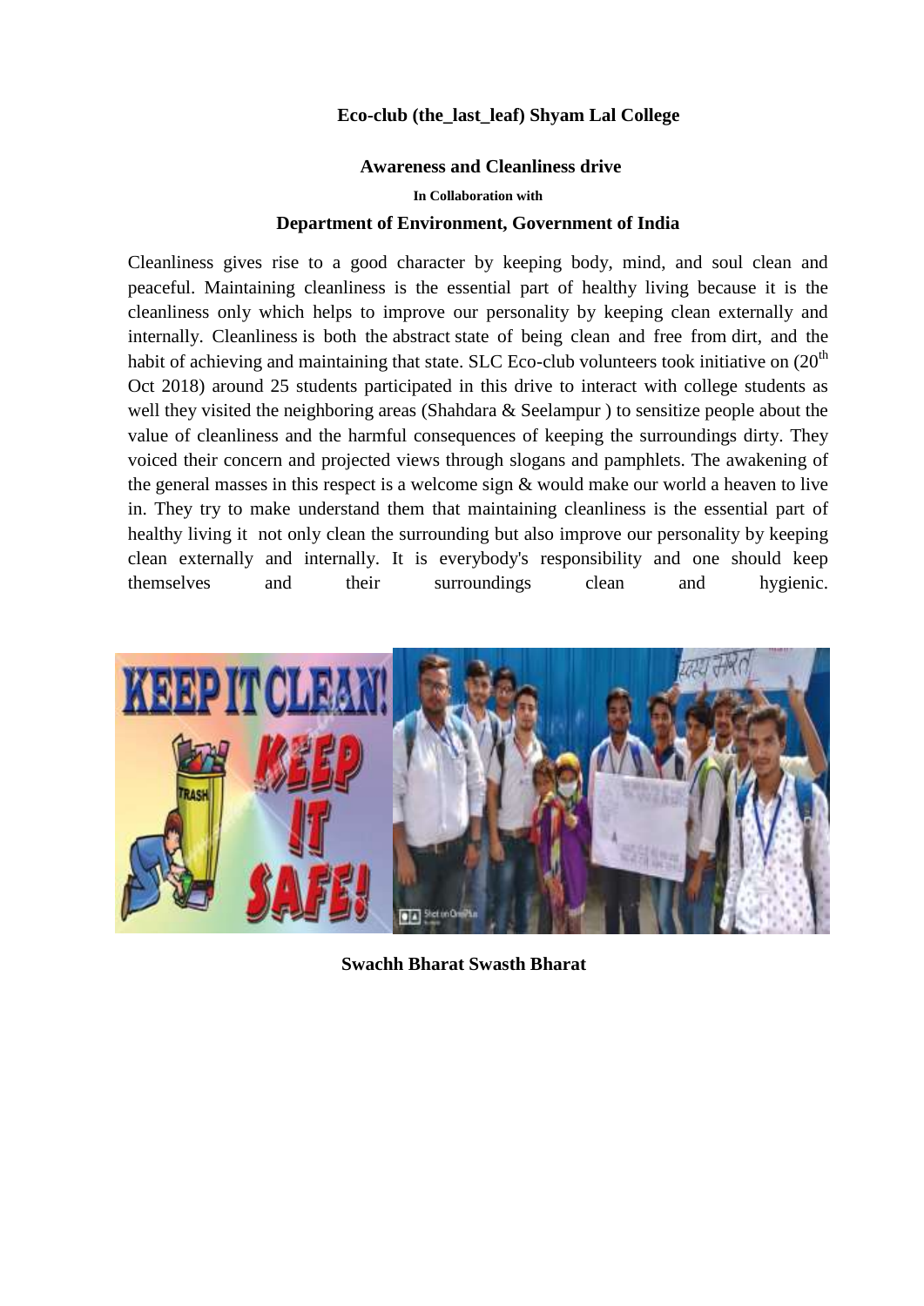**Eco-club (the_last_leaf) Shyam Lal College**

**Awareness and Cleanliness drive**

**In Collaboration with**

**Department of Environment, Government of India**

Cleanliness gives rise to a good character by keeping body, mind, and soul clean and peaceful. Maintaining cleanliness is the essential part of healthy living because it is the cleanliness only which helps to improve our personality by keeping clean externally and internally. Cleanliness is both the abstract state of being clean and free from dirt, and the habit of achieving and maintaining that state. SLC Eco-club volunteers took initiative on (20th Oct 2018) around 25 students participated in this drive to interact with college students as well they visited the neighboring areas (Shahdara & Seelampur ) to sensitize people about the value of cleanliness and the harmful consequences of keeping the surroundings dirty. They voiced their concern and projected views through slogans and pamphlets. The awakening of the general masses in this respect is a welcome sign & would make our world a heaven to live in. They try to make understand them that maintaining cleanliness is the essential part of healthy living it not only clean the surrounding but also improve our personality by keeping clean externally and internally. It is everybody's responsibility and one should keep themselves and their surroundings clean and hygienic.

**Swachh Bharat Swasth Bharat**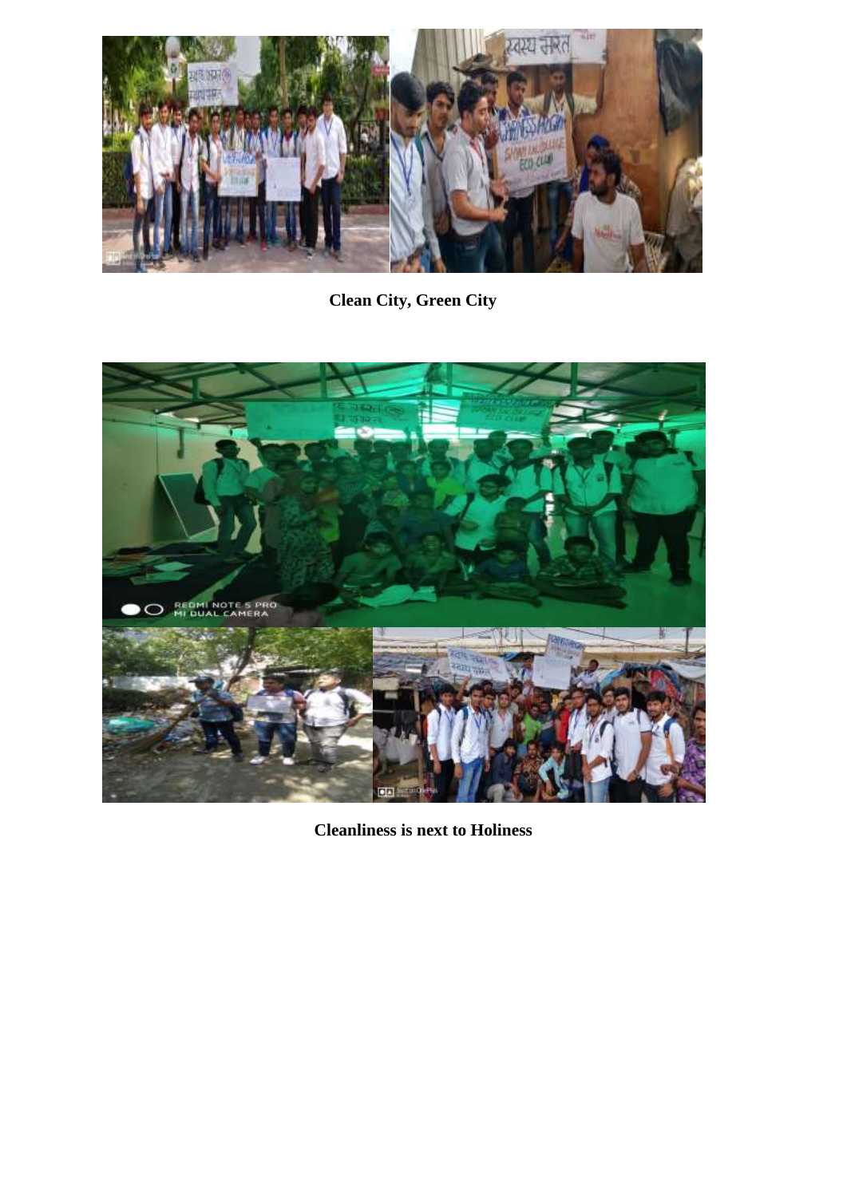**Clean City, Green City**

**Cleanliness is next to Holiness**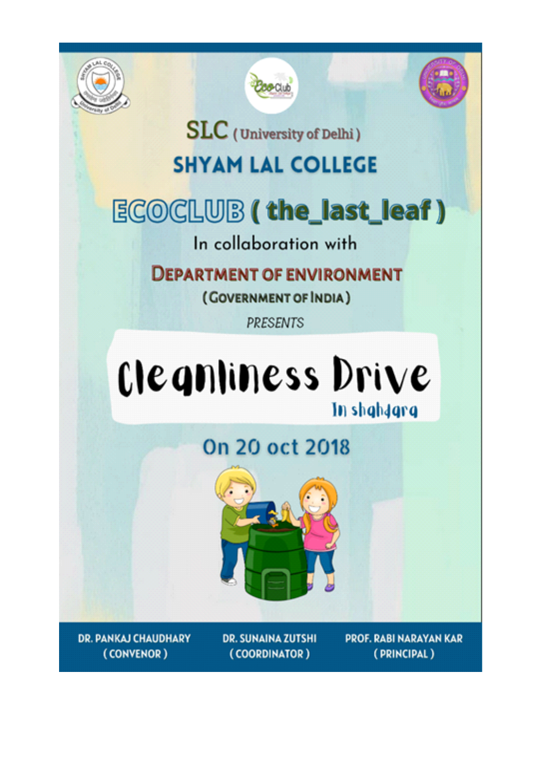SLC (University of Delhi)

# SHYAM LAL COLLEGE

## ECOCLUB ( the_last_leaf )

In collaboration with

**DEPARTMENT OF ENVIRONMENT**

(GOVERNMENT OF INDIA)

*PRESENTS*

# Cleanliness Drive

In shahdara

## On 20 oct 2018

**DR. PANKAJ CHAUDHARY**
( CONVENOR )

**DR. SUNAINA ZUTSHI**
( COORDINATOR )

**PROF. RABI NARAYAN KAR**
( PRINCIPAL )